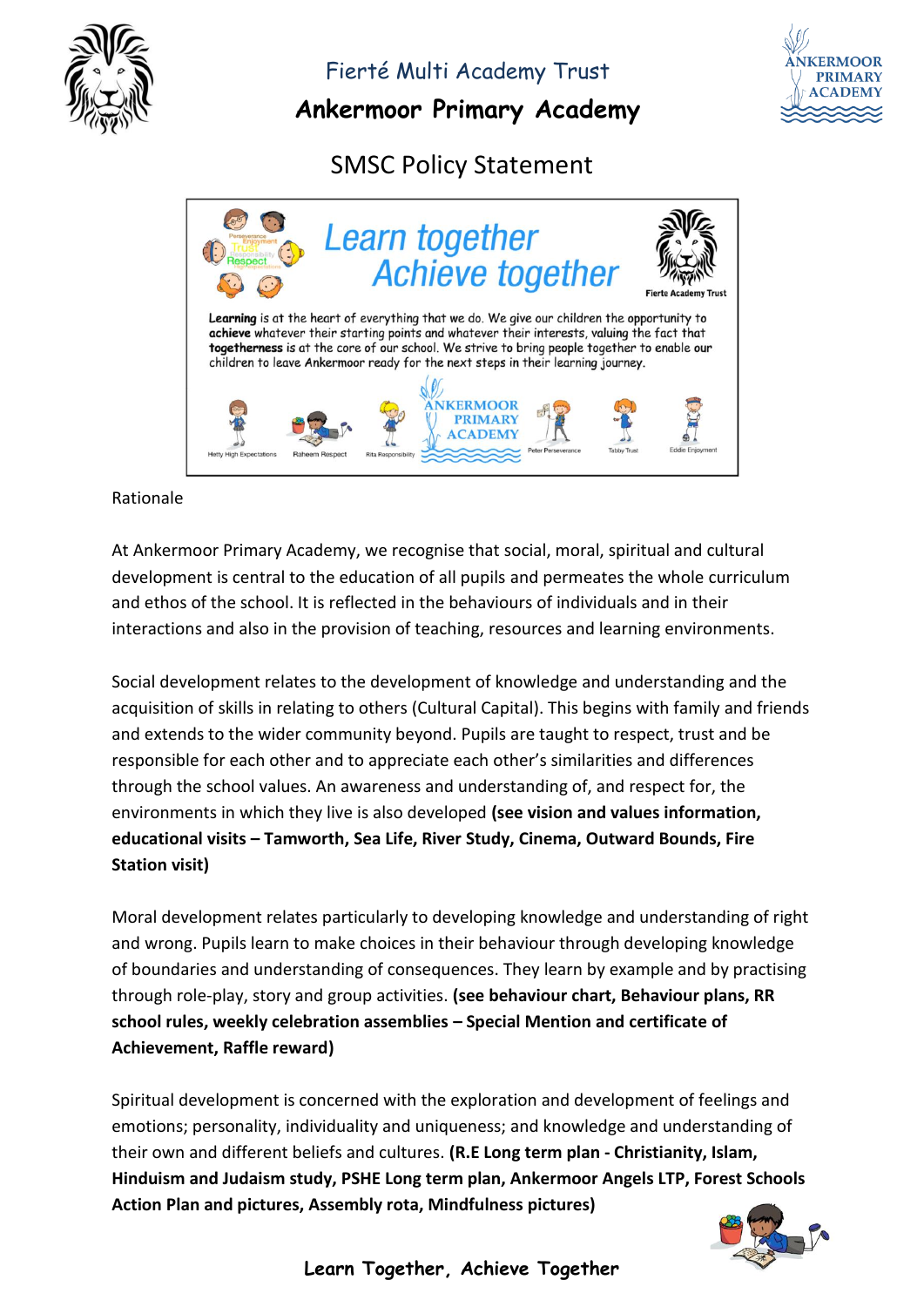# Fierté Multi Academy Trust

## Ankermoor Primary Academy

## SMSC Policy Statement

**Learn together Achieve together**

**Learning** is at the heart of everything that we do. We give our children the opportunity to **achieve** whatever their starting points and whatever their interests, **valuing** the fact that **togetherness** is at the core of our school. We strive to bring people together to enable **our** children to leave **Ankermoor** ready for the next steps in their learning journey.

Rationale

At Ankermoor Primary Academy, we recognise that social, moral, spiritual and cultural development is central to the education of all pupils and permeates the whole curriculum and ethos of the school. It is reflected in the behaviours of individuals and in their interactions and also in the provision of teaching, resources and learning environments.

Social development relates to the development of knowledge and understanding and the acquisition of skills in relating to others (Cultural Capital). This begins with family and friends and extends to the wider community beyond. Pupils are taught to respect, trust and be responsible for each other and to appreciate each other's similarities and differences through the school values. An awareness and understanding of, and respect for, the environments in which they live is also developed **(see vision and values information, educational visits – Tamworth, Sea Life, River Study, Cinema, Outward Bounds, Fire Station visit)**

Moral development relates particularly to developing knowledge and understanding of right and wrong. Pupils learn to make choices in their behaviour through developing knowledge of boundaries and understanding of consequences. They learn by example and by practising through role-play, story and group activities. **(see behaviour chart, Behaviour plans, RR school rules, weekly celebration assemblies – Special Mention and certificate of Achievement, Raffle reward)**

Spiritual development is concerned with the exploration and development of feelings and emotions; personality, individuality and uniqueness; and knowledge and understanding of their own and different beliefs and cultures. **(R.E Long term plan - Christianity, Islam, Hinduism and Judaism study, PSHE Long term plan, Ankermoor Angels LTP, Forest Schools Action Plan and pictures, Assembly rota, Mindfulness pictures)**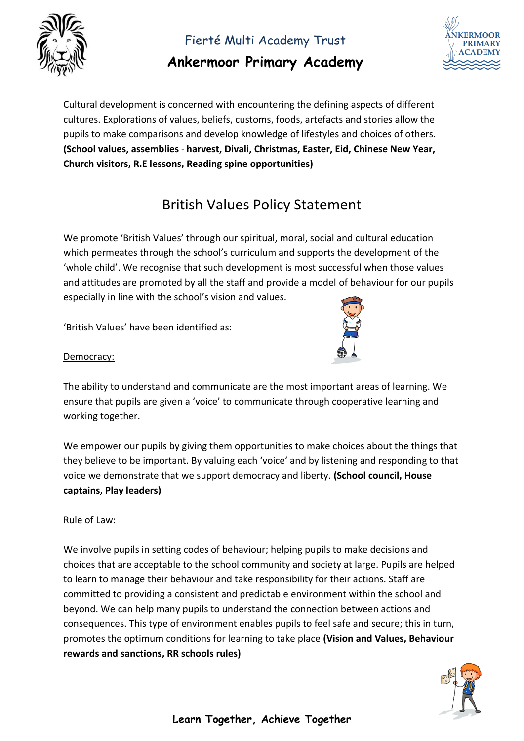Cultural development is concerned with encountering the defining aspects of different cultures. Explorations of values, beliefs, customs, foods, artefacts and stories allow the pupils to make comparisons and develop knowledge of lifestyles and choices of others. **(School values, assemblies - harvest, Divali, Christmas, Easter, Eid, Chinese New Year, Church visitors, R.E lessons, Reading spine opportunities)**

## British Values Policy Statement

We promote 'British Values' through our spiritual, moral, social and cultural education which permeates through the school's curriculum and supports the development of the 'whole child'. We recognise that such development is most successful when those values and attitudes are promoted by all the staff and provide a model of behaviour for our pupils especially in line with the school's vision and values.

'British Values' have been identified as:

Democracy:

The ability to understand and communicate are the most important areas of learning. We ensure that pupils are given a 'voice' to communicate through cooperative learning and working together.

We empower our pupils by giving them opportunities to make choices about the things that they believe to be important. By valuing each 'voice' and by listening and responding to that voice we demonstrate that we support democracy and liberty. **(School council, House captains, Play leaders)**

Rule of Law:

We involve pupils in setting codes of behaviour; helping pupils to make decisions and choices that are acceptable to the school community and society at large. Pupils are helped to learn to manage their behaviour and take responsibility for their actions. Staff are committed to providing a consistent and predictable environment within the school and beyond. We can help many pupils to understand the connection between actions and consequences. This type of environment enables pupils to feel safe and secure; this in turn, promotes the optimum conditions for learning to take place **(Vision and Values, Behaviour rewards and sanctions, RR schools rules)**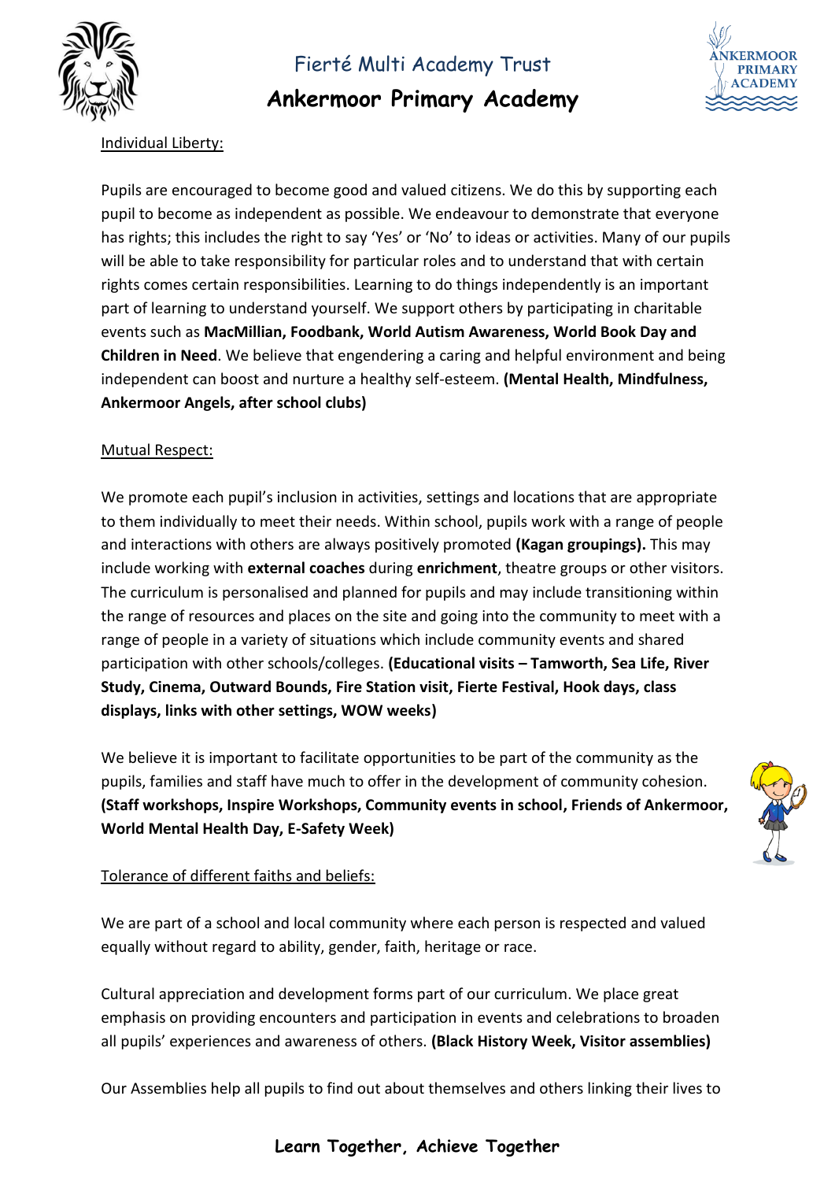Individual Liberty:

Pupils are encouraged to become good and valued citizens. We do this by supporting each pupil to become as independent as possible. We endeavour to demonstrate that everyone has rights; this includes the right to say 'Yes' or 'No' to ideas or activities. Many of our pupils will be able to take responsibility for particular roles and to understand that with certain rights comes certain responsibilities. Learning to do things independently is an important part of learning to understand yourself. We support others by participating in charitable events such as **MacMillian, Foodbank, World Autism Awareness, World Book Day and Children in Need**. We believe that engendering a caring and helpful environment and being independent can boost and nurture a healthy self-esteem. **(Mental Health, Mindfulness, Ankermoor Angels, after school clubs)**

Mutual Respect:

We promote each pupil's inclusion in activities, settings and locations that are appropriate to them individually to meet their needs. Within school, pupils work with a range of people and interactions with others are always positively promoted **(Kagan groupings).** This may include working with **external coaches** during **enrichment**, theatre groups or other visitors. The curriculum is personalised and planned for pupils and may include transitioning within the range of resources and places on the site and going into the community to meet with a range of people in a variety of situations which include community events and shared participation with other schools/colleges. **(Educational visits – Tamworth, Sea Life, River Study, Cinema, Outward Bounds, Fire Station visit, Fierte Festival, Hook days, class displays, links with other settings, WOW weeks)**

We believe it is important to facilitate opportunities to be part of the community as the pupils, families and staff have much to offer in the development of community cohesion. **(Staff workshops, Inspire Workshops, Community events in school, Friends of Ankermoor, World Mental Health Day, E-Safety Week)**

Tolerance of different faiths and beliefs:

We are part of a school and local community where each person is respected and valued equally without regard to ability, gender, faith, heritage or race.

Cultural appreciation and development forms part of our curriculum. We place great emphasis on providing encounters and participation in events and celebrations to broaden all pupils' experiences and awareness of others. **(Black History Week, Visitor assemblies)**

Our Assemblies help all pupils to find out about themselves and others linking their lives to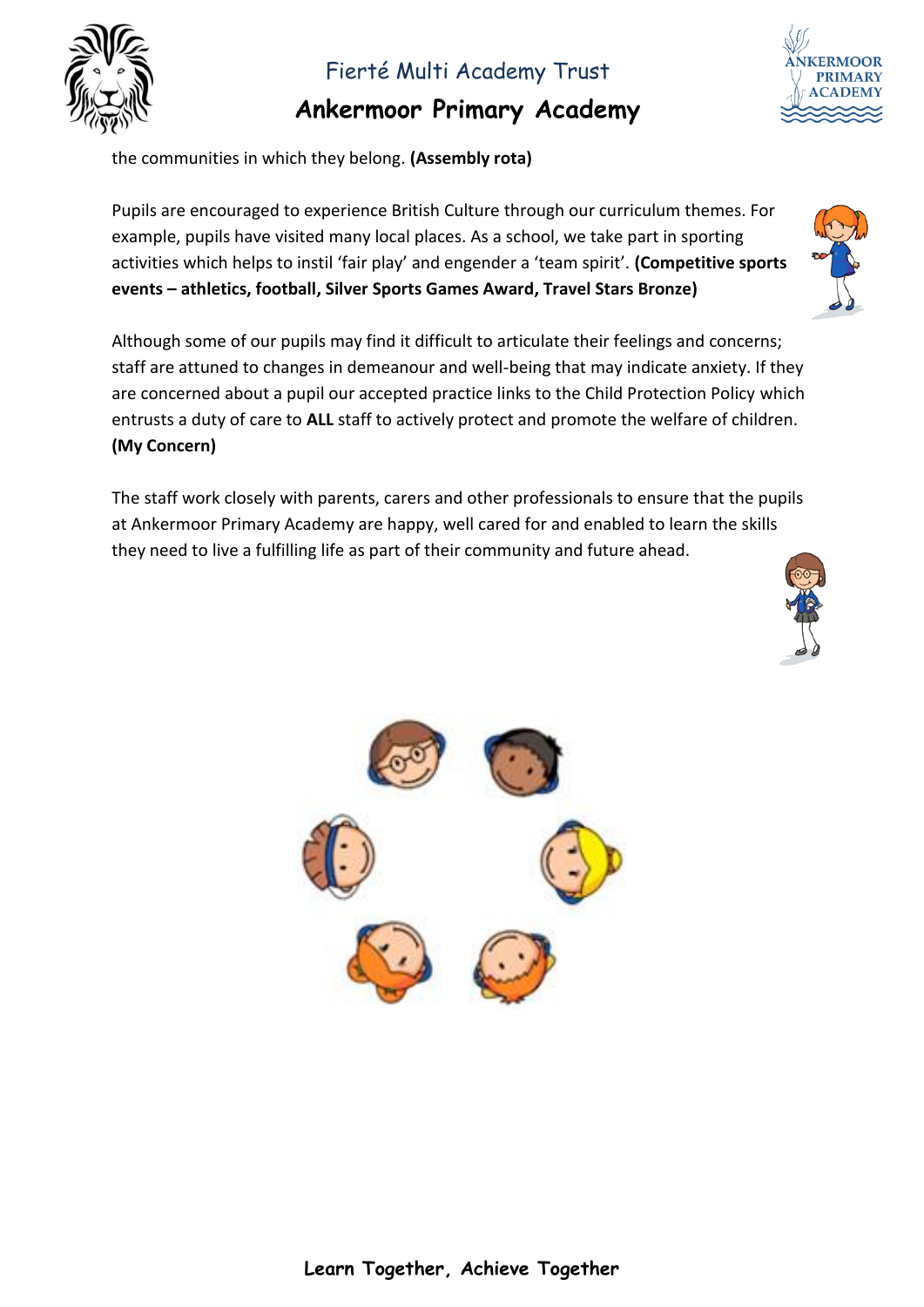the communities in which they belong. **(Assembly rota)**

Pupils are encouraged to experience British Culture through our curriculum themes. For example, pupils have visited many local places. As a school, we take part in sporting activities which helps to instil 'fair play' and engender a 'team spirit'. **(Competitive sports events – athletics, football, Silver Sports Games Award, Travel Stars Bronze)**

Although some of our pupils may find it difficult to articulate their feelings and concerns; staff are attuned to changes in demeanour and well-being that may indicate anxiety. If they are concerned about a pupil our accepted practice links to the Child Protection Policy which entrusts a duty of care to **ALL** staff to actively protect and promote the welfare of children. **(My Concern)**

The staff work closely with parents, carers and other professionals to ensure that the pupils at Ankermoor Primary Academy are happy, well cared for and enabled to learn the skills they need to live a fulfilling life as part of their community and future ahead.